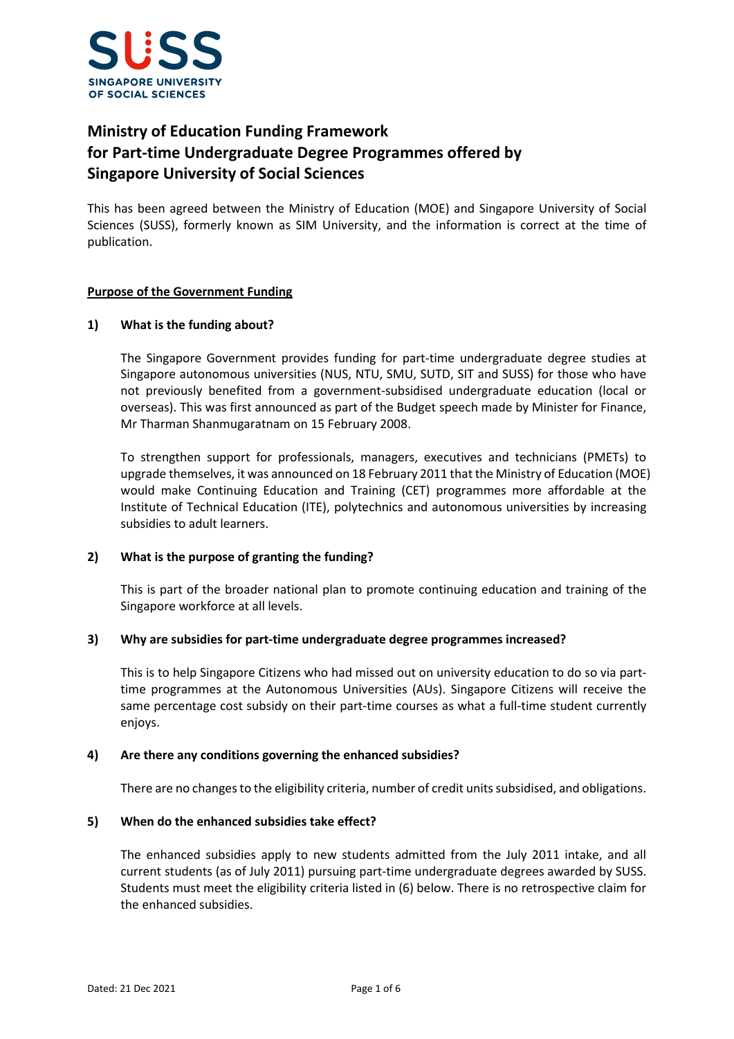# Ministry of Education Funding Framework for Part-time Undergraduate Degree Programmes offered by Singapore University of Social Sciences

This has been agreed between the Ministry of Education (MOE) and Singapore University of Social Sciences (SUSS), formerly known as SIM University, and the information is correct at the time of publication.

## Purpose of the Government Funding

### 1) What is the funding about?

The Singapore Government provides funding for part-time undergraduate degree studies at Singapore autonomous universities (NUS, NTU, SMU, SUTD, SIT and SUSS) for those who have not previously benefited from a government-subsidised undergraduate education (local or overseas). This was first announced as part of the Budget speech made by Minister for Finance, Mr Tharman Shanmugaratnam on 15 February 2008.

To strengthen support for professionals, managers, executives and technicians (PMETs) to upgrade themselves, it was announced on 18 February 2011 that the Ministry of Education (MOE) would make Continuing Education and Training (CET) programmes more affordable at the Institute of Technical Education (ITE), polytechnics and autonomous universities by increasing subsidies to adult learners.

### 2) What is the purpose of granting the funding?

This is part of the broader national plan to promote continuing education and training of the Singapore workforce at all levels.

### 3) Why are subsidies for part-time undergraduate degree programmes increased?

This is to help Singapore Citizens who had missed out on university education to do so via part-time programmes at the Autonomous Universities (AUs). Singapore Citizens will receive the same percentage cost subsidy on their part-time courses as what a full-time student currently enjoys.

### 4) Are there any conditions governing the enhanced subsidies?

There are no changes to the eligibility criteria, number of credit units subsidised, and obligations.

### 5) When do the enhanced subsidies take effect?

The enhanced subsidies apply to new students admitted from the July 2011 intake, and all current students (as of July 2011) pursuing part-time undergraduate degrees awarded by SUSS. Students must meet the eligibility criteria listed in (6) below. There is no retrospective claim for the enhanced subsidies.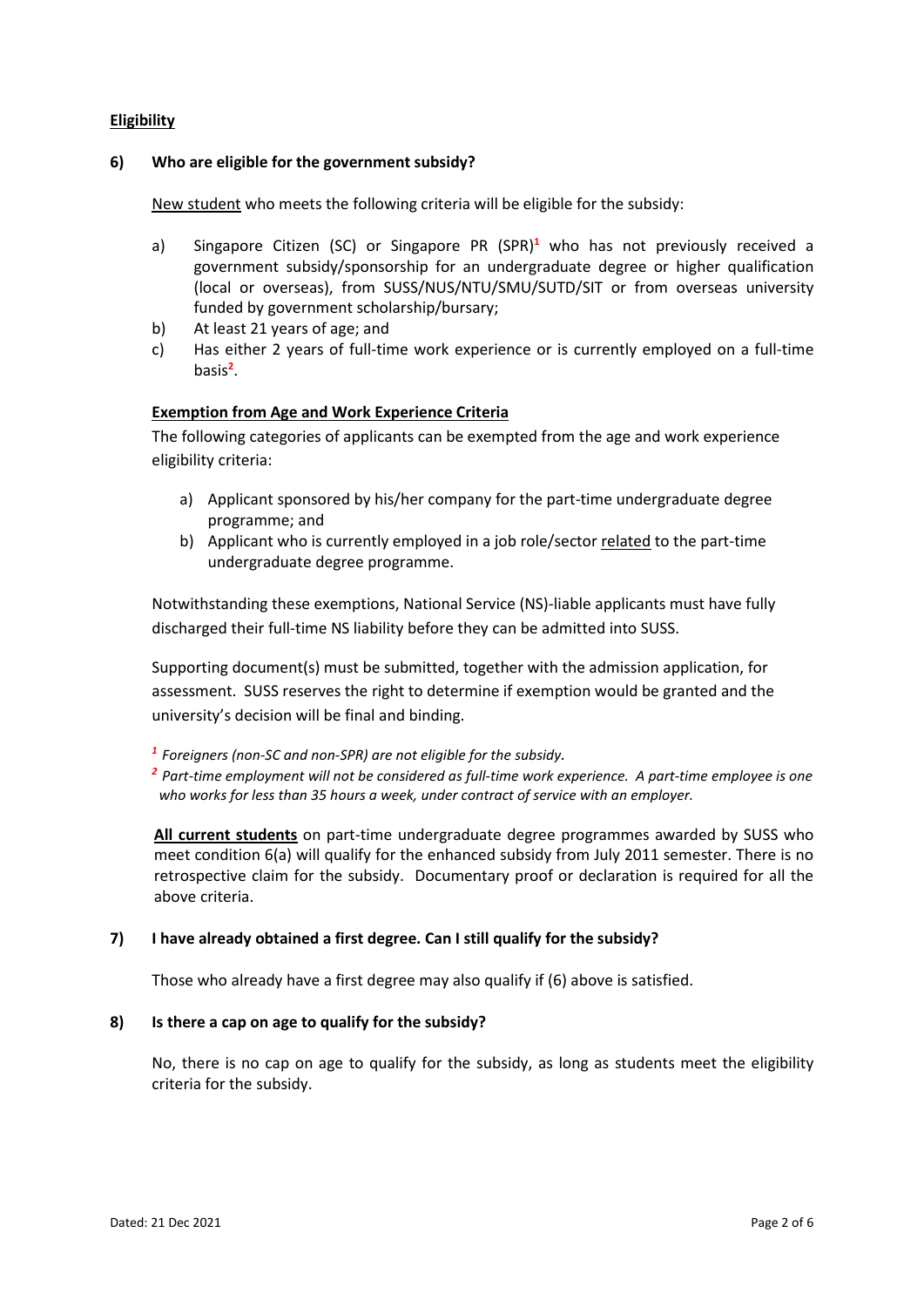## Eligibility

### 6) Who are eligible for the government subsidy?

New student who meets the following criteria will be eligible for the subsidy:

a) Singapore Citizen (SC) or Singapore PR (SPR)[1] who has not previously received a government subsidy/sponsorship for an undergraduate degree or higher qualification (local or overseas), from SUSS/NUS/NTU/SMU/SUTD/SIT or from overseas university funded by government scholarship/bursary;

b) At least 21 years of age; and

c) Has either 2 years of full-time work experience or is currently employed on a full-time basis[2].

**Exemption from Age and Work Experience Criteria**

The following categories of applicants can be exempted from the age and work experience eligibility criteria:

a) Applicant sponsored by his/her company for the part-time undergraduate degree programme; and

b) Applicant who is currently employed in a job role/sector related to the part-time undergraduate degree programme.

Notwithstanding these exemptions, National Service (NS)-liable applicants must have fully discharged their full-time NS liability before they can be admitted into SUSS.

Supporting document(s) must be submitted, together with the admission application, for assessment. SUSS reserves the right to determine if exemption would be granted and the university's decision will be final and binding.

*[1] Foreigners (non-SC and non-SPR) are not eligible for the subsidy.*

*[2] Part-time employment will not be considered as full-time work experience. A part-time employee is one who works for less than 35 hours a week, under contract of service with an employer.*

**All current students** on part-time undergraduate degree programmes awarded by SUSS who meet condition 6(a) will qualify for the enhanced subsidy from July 2011 semester. There is no retrospective claim for the subsidy. Documentary proof or declaration is required for all the above criteria.

### 7) I have already obtained a first degree. Can I still qualify for the subsidy?

Those who already have a first degree may also qualify if (6) above is satisfied.

### 8) Is there a cap on age to qualify for the subsidy?

No, there is no cap on age to qualify for the subsidy, as long as students meet the eligibility criteria for the subsidy.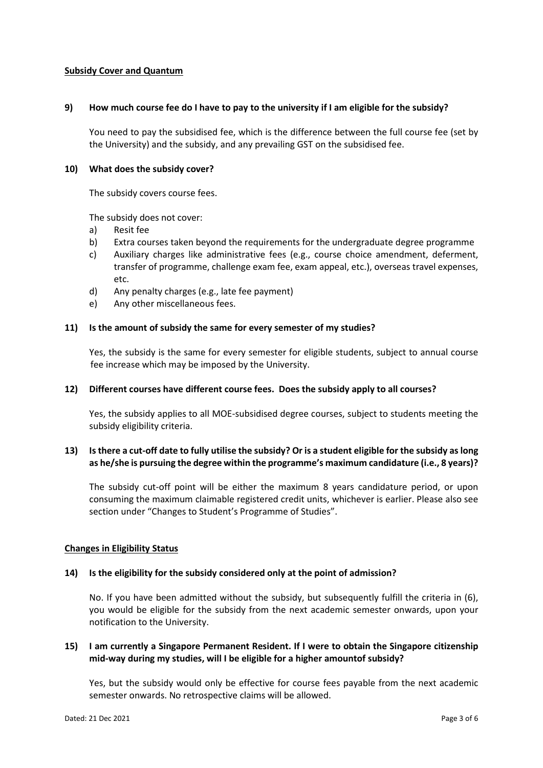## Subsidy Cover and Quantum

**9) How much course fee do I have to pay to the university if I am eligible for the subsidy?**

You need to pay the subsidised fee, which is the difference between the full course fee (set by the University) and the subsidy, and any prevailing GST on the subsidised fee.

**10) What does the subsidy cover?**

The subsidy covers course fees.

The subsidy does not cover:

a) Resit fee
b) Extra courses taken beyond the requirements for the undergraduate degree programme
c) Auxiliary charges like administrative fees (e.g., course choice amendment, deferment, transfer of programme, challenge exam fee, exam appeal, etc.), overseas travel expenses, etc.
d) Any penalty charges (e.g., late fee payment)
e) Any other miscellaneous fees.

**11) Is the amount of subsidy the same for every semester of my studies?**

Yes, the subsidy is the same for every semester for eligible students, subject to annual course fee increase which may be imposed by the University.

**12) Different courses have different course fees. Does the subsidy apply to all courses?**

Yes, the subsidy applies to all MOE-subsidised degree courses, subject to students meeting the subsidy eligibility criteria.

**13) Is there a cut-off date to fully utilise the subsidy? Or is a student eligible for the subsidy as long as he/she is pursuing the degree within the programme's maximum candidature (i.e., 8 years)?**

The subsidy cut-off point will be either the maximum 8 years candidature period, or upon consuming the maximum claimable registered credit units, whichever is earlier. Please also see section under "Changes to Student's Programme of Studies".

## Changes in Eligibility Status

**14) Is the eligibility for the subsidy considered only at the point of admission?**

No. If you have been admitted without the subsidy, but subsequently fulfill the criteria in (6), you would be eligible for the subsidy from the next academic semester onwards, upon your notification to the University.

**15) I am currently a Singapore Permanent Resident. If I were to obtain the Singapore citizenship mid-way during my studies, will I be eligible for a higher amountof subsidy?**

Yes, but the subsidy would only be effective for course fees payable from the next academic semester onwards. No retrospective claims will be allowed.

Dated: 21 Dec 2021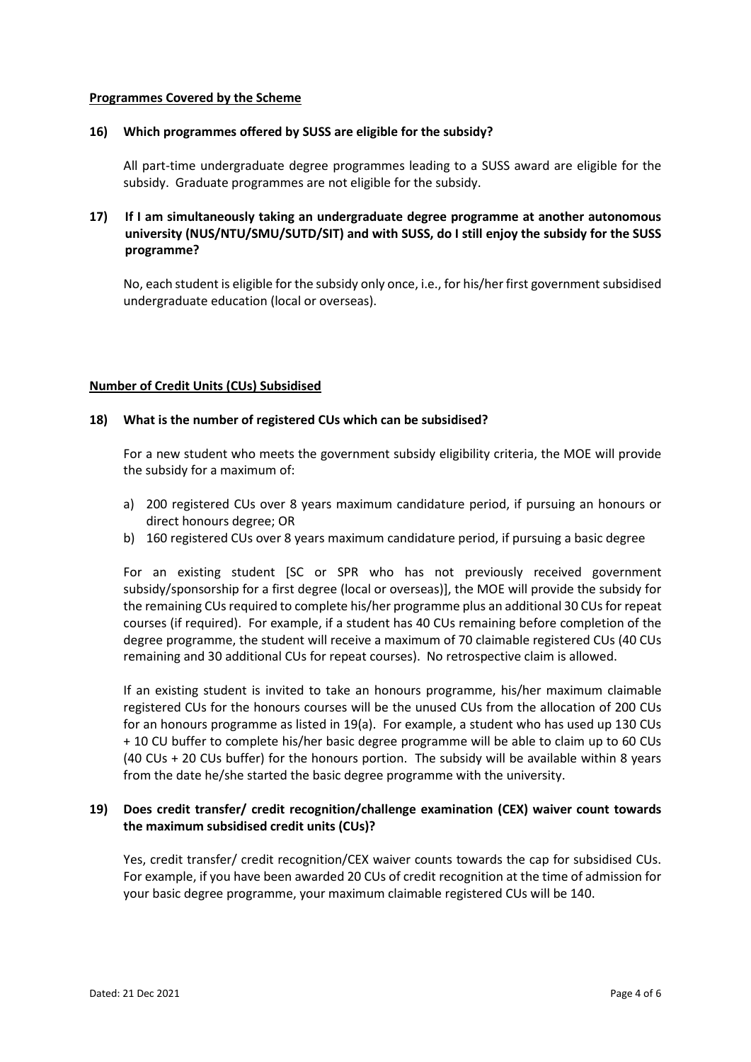## Programmes Covered by the Scheme

**16) Which programmes offered by SUSS are eligible for the subsidy?**

All part-time undergraduate degree programmes leading to a SUSS award are eligible for the subsidy. Graduate programmes are not eligible for the subsidy.

**17) If I am simultaneously taking an undergraduate degree programme at another autonomous university (NUS/NTU/SMU/SUTD/SIT) and with SUSS, do I still enjoy the subsidy for the SUSS programme?**

No, each student is eligible for the subsidy only once, i.e., for his/her first government subsidised undergraduate education (local or overseas).

## Number of Credit Units (CUs) Subsidised

**18) What is the number of registered CUs which can be subsidised?**

For a new student who meets the government subsidy eligibility criteria, the MOE will provide the subsidy for a maximum of:

a) 200 registered CUs over 8 years maximum candidature period, if pursuing an honours or direct honours degree; OR
b) 160 registered CUs over 8 years maximum candidature period, if pursuing a basic degree

For an existing student [SC or SPR who has not previously received government subsidy/sponsorship for a first degree (local or overseas)], the MOE will provide the subsidy for the remaining CUs required to complete his/her programme plus an additional 30 CUs for repeat courses (if required). For example, if a student has 40 CUs remaining before completion of the degree programme, the student will receive a maximum of 70 claimable registered CUs (40 CUs remaining and 30 additional CUs for repeat courses). No retrospective claim is allowed.

If an existing student is invited to take an honours programme, his/her maximum claimable registered CUs for the honours courses will be the unused CUs from the allocation of 200 CUs for an honours programme as listed in 19(a). For example, a student who has used up 130 CUs + 10 CU buffer to complete his/her basic degree programme will be able to claim up to 60 CUs (40 CUs + 20 CUs buffer) for the honours portion. The subsidy will be available within 8 years from the date he/she started the basic degree programme with the university.

**19) Does credit transfer/ credit recognition/challenge examination (CEX) waiver count towards the maximum subsidised credit units (CUs)?**

Yes, credit transfer/ credit recognition/CEX waiver counts towards the cap for subsidised CUs. For example, if you have been awarded 20 CUs of credit recognition at the time of admission for your basic degree programme, your maximum claimable registered CUs will be 140.

Dated: 21 Dec 2021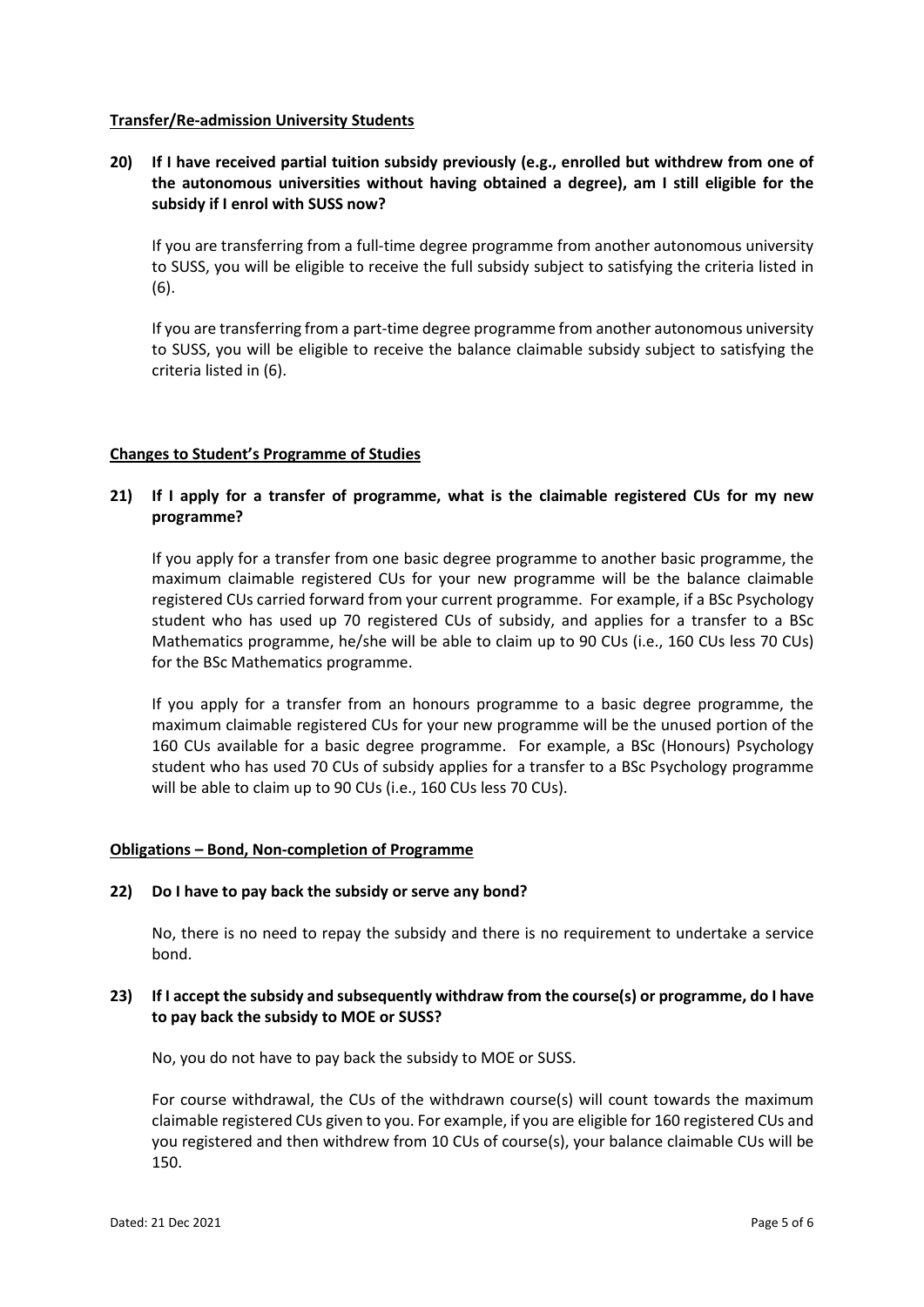**Transfer/Re-admission University Students**

**20) If I have received partial tuition subsidy previously (e.g., enrolled but withdrew from one of the autonomous universities without having obtained a degree), am I still eligible for the subsidy if I enrol with SUSS now?**

If you are transferring from a full-time degree programme from another autonomous university to SUSS, you will be eligible to receive the full subsidy subject to satisfying the criteria listed in (6).

If you are transferring from a part-time degree programme from another autonomous university to SUSS, you will be eligible to receive the balance claimable subsidy subject to satisfying the criteria listed in (6).

**Changes to Student's Programme of Studies**

**21) If I apply for a transfer of programme, what is the claimable registered CUs for my new programme?**

If you apply for a transfer from one basic degree programme to another basic programme, the maximum claimable registered CUs for your new programme will be the balance claimable registered CUs carried forward from your current programme. For example, if a BSc Psychology student who has used up 70 registered CUs of subsidy, and applies for a transfer to a BSc Mathematics programme, he/she will be able to claim up to 90 CUs (i.e., 160 CUs less 70 CUs) for the BSc Mathematics programme.

If you apply for a transfer from an honours programme to a basic degree programme, the maximum claimable registered CUs for your new programme will be the unused portion of the 160 CUs available for a basic degree programme. For example, a BSc (Honours) Psychology student who has used 70 CUs of subsidy applies for a transfer to a BSc Psychology programme will be able to claim up to 90 CUs (i.e., 160 CUs less 70 CUs).

**Obligations – Bond, Non-completion of Programme**

**22) Do I have to pay back the subsidy or serve any bond?**

No, there is no need to repay the subsidy and there is no requirement to undertake a service bond.

**23) If I accept the subsidy and subsequently withdraw from the course(s) or programme, do I have to pay back the subsidy to MOE or SUSS?**

No, you do not have to pay back the subsidy to MOE or SUSS.

For course withdrawal, the CUs of the withdrawn course(s) will count towards the maximum claimable registered CUs given to you. For example, if you are eligible for 160 registered CUs and you registered and then withdrew from 10 CUs of course(s), your balance claimable CUs will be 150.

Dated: 21 Dec 2021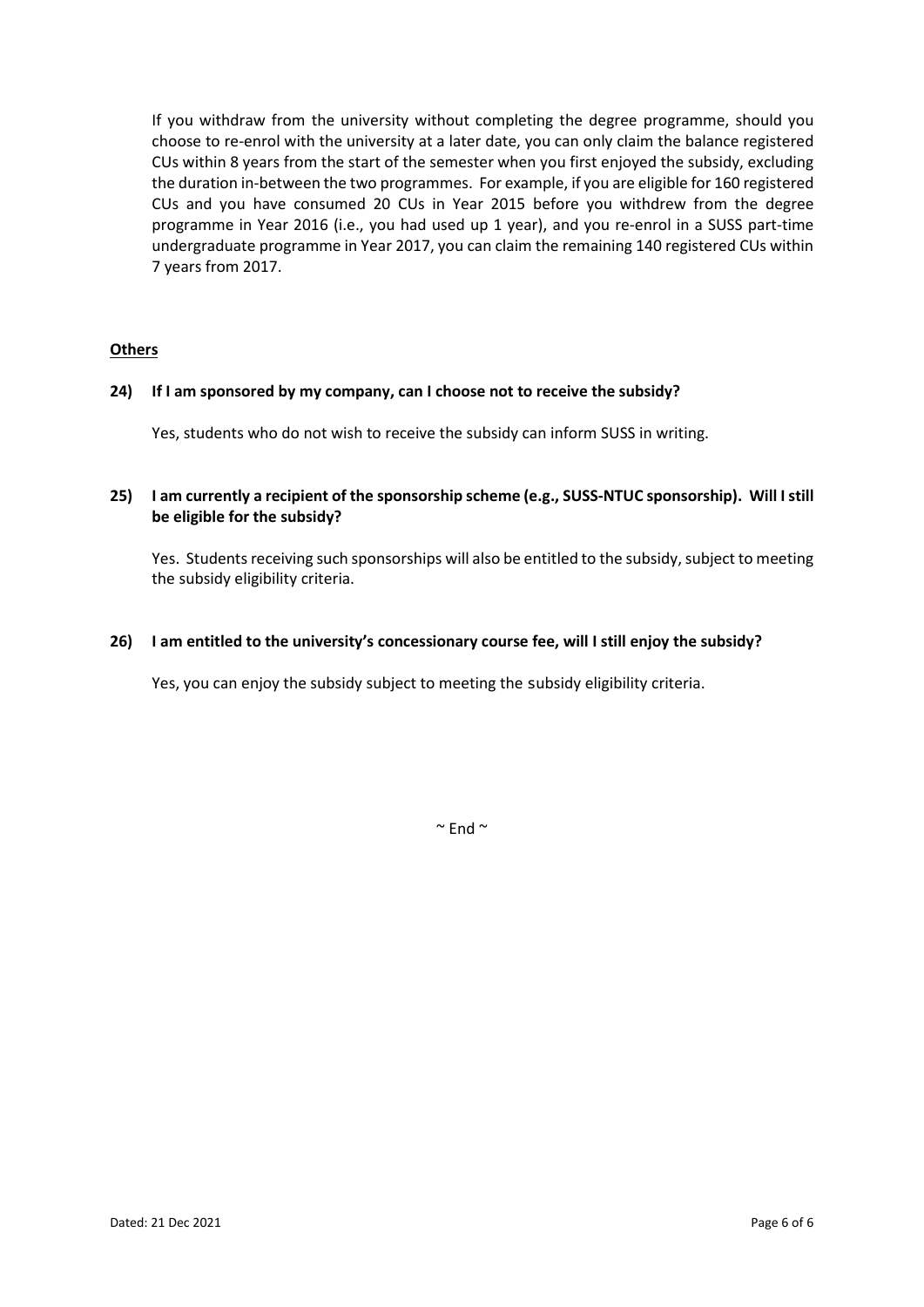If you withdraw from the university without completing the degree programme, should you choose to re-enrol with the university at a later date, you can only claim the balance registered CUs within 8 years from the start of the semester when you first enjoyed the subsidy, excluding the duration in-between the two programmes. For example, if you are eligible for 160 registered CUs and you have consumed 20 CUs in Year 2015 before you withdrew from the degree programme in Year 2016 (i.e., you had used up 1 year), and you re-enrol in a SUSS part-time undergraduate programme in Year 2017, you can claim the remaining 140 registered CUs within 7 years from 2017.

**Others**

**24) If I am sponsored by my company, can I choose not to receive the subsidy?**

Yes, students who do not wish to receive the subsidy can inform SUSS in writing.

**25) I am currently a recipient of the sponsorship scheme (e.g., SUSS-NTUC sponsorship). Will I still be eligible for the subsidy?**

Yes. Students receiving such sponsorships will also be entitled to the subsidy, subject to meeting the subsidy eligibility criteria.

**26) I am entitled to the university's concessionary course fee, will I still enjoy the subsidy?**

Yes, you can enjoy the subsidy subject to meeting the subsidy eligibility criteria.

~ End ~

Dated: 21 Dec 2021